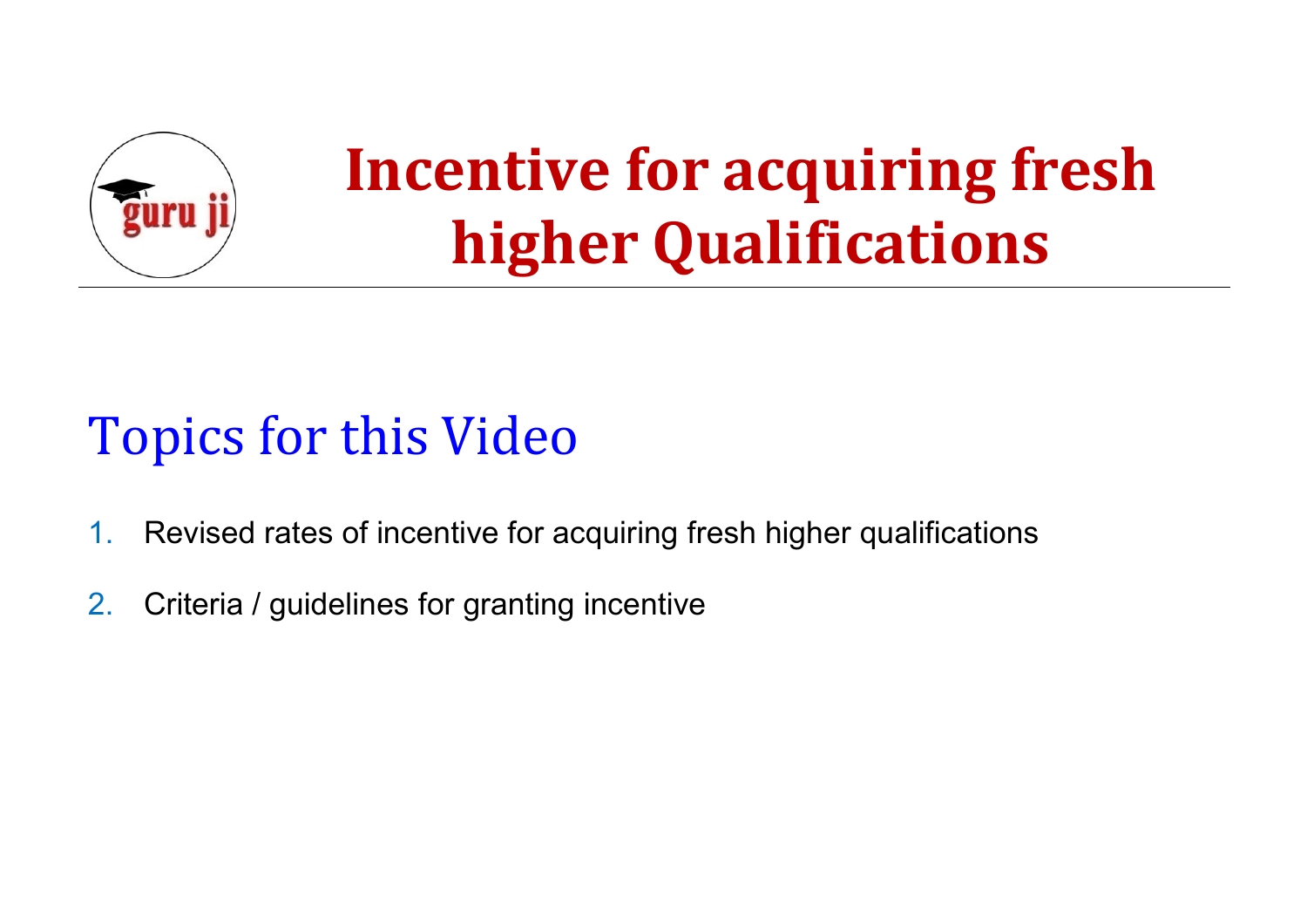# Incentive for acquiring fresh higher Qualifications

## Topics for this Video

1. Revised rates of incentive for acquiring fresh higher qualifications
2. Criteria / guidelines for granting incentive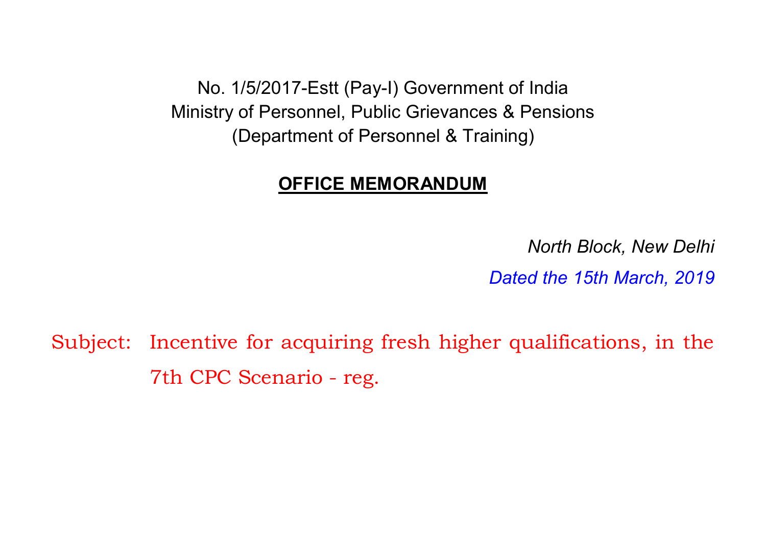No. 1/5/2017-Estt (Pay-I) Government of India
Ministry of Personnel, Public Grievances & Pensions
(Department of Personnel & Training)

**OFFICE MEMORANDUM**

*North Block, New Delhi*

*Dated the 15th March, 2019*

Subject: Incentive for acquiring fresh higher qualifications, in the 7th CPC Scenario - reg.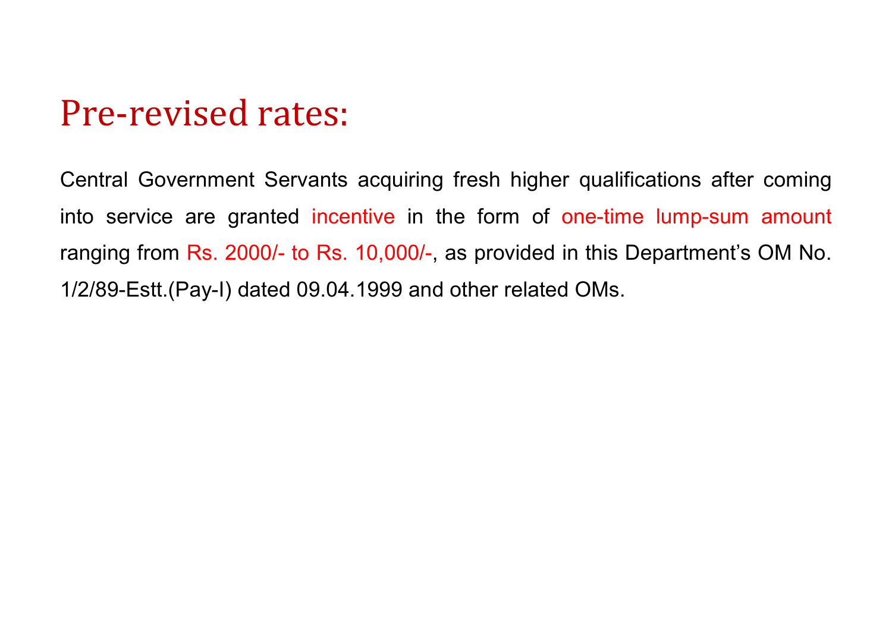# Pre-revised rates:

Central Government Servants acquiring fresh higher qualifications after coming into service are granted incentive in the form of one-time lump-sum amount ranging from Rs. 2000/- to Rs. 10,000/-, as provided in this Department's OM No. 1/2/89-Estt.(Pay-I) dated 09.04.1999 and other related OMs.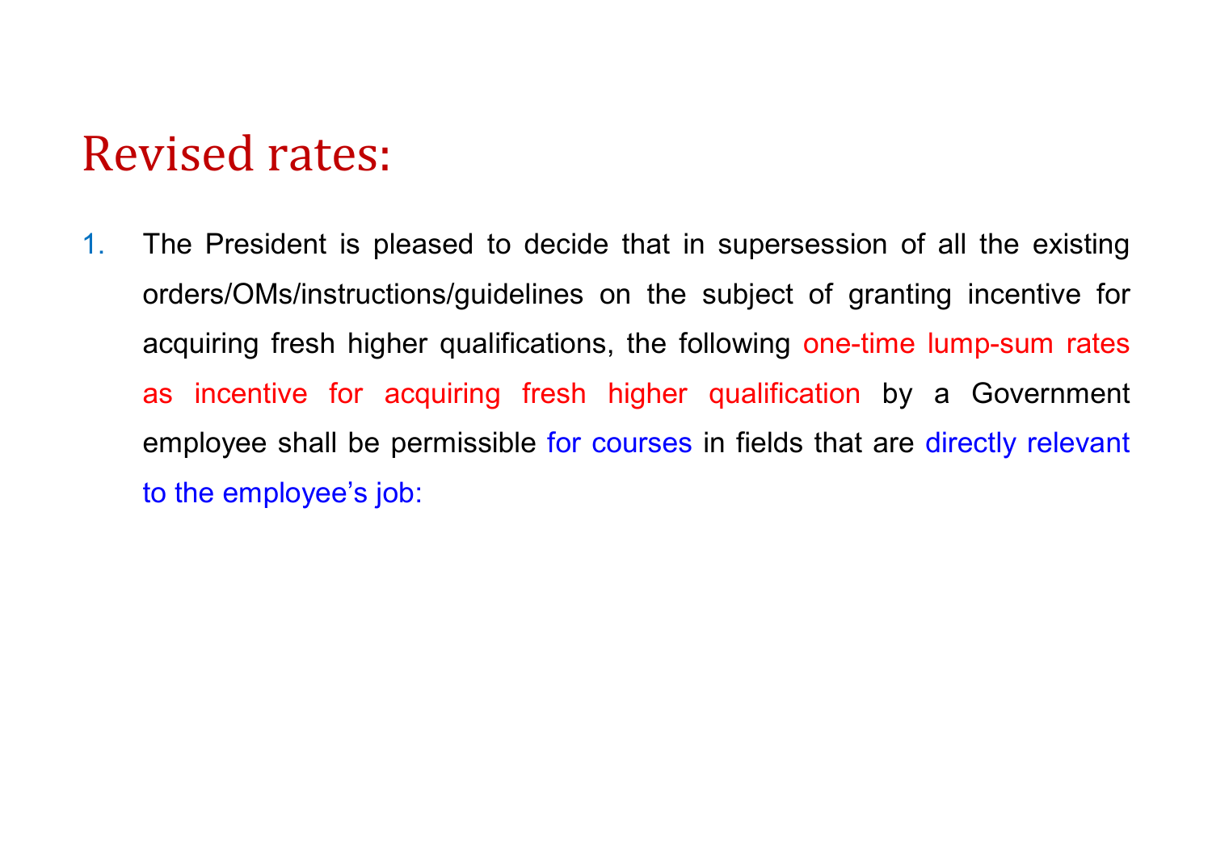# Revised rates:

1. The President is pleased to decide that in supersession of all the existing orders/OMs/instructions/guidelines on the subject of granting incentive for acquiring fresh higher qualifications, the following one-time lump-sum rates as incentive for acquiring fresh higher qualification by a Government employee shall be permissible for courses in fields that are directly relevant to the employee's job: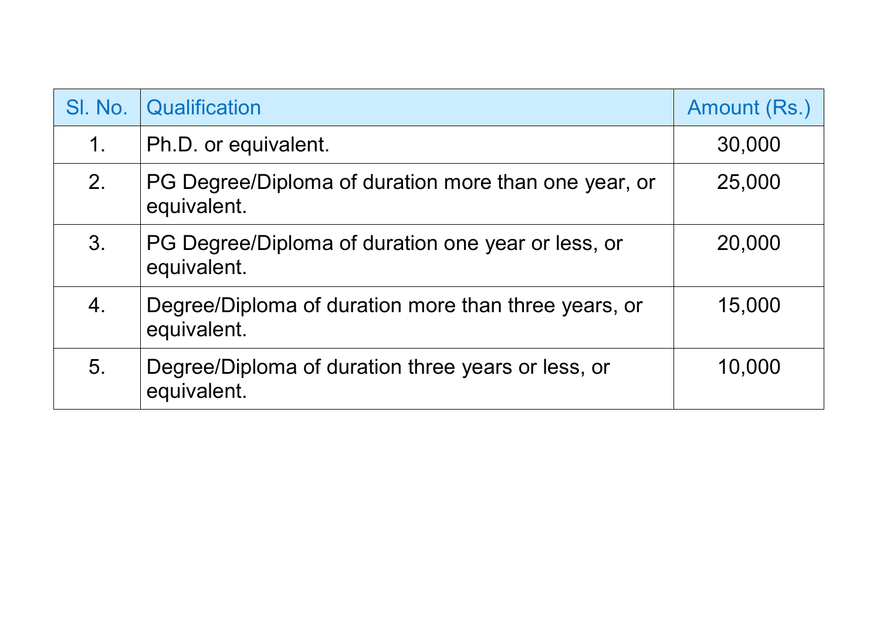| Sl. No. | Qualification | Amount (Rs.) |
| --- | --- | --- |
| 1. | Ph.D. or equivalent. | 30,000 |
| 2. | PG Degree/Diploma of duration more than one year, or equivalent. | 25,000 |
| 3. | PG Degree/Diploma of duration one year or less, or equivalent. | 20,000 |
| 4. | Degree/Diploma of duration more than three years, or equivalent. | 15,000 |
| 5. | Degree/Diploma of duration three years or less, or equivalent. | 10,000 |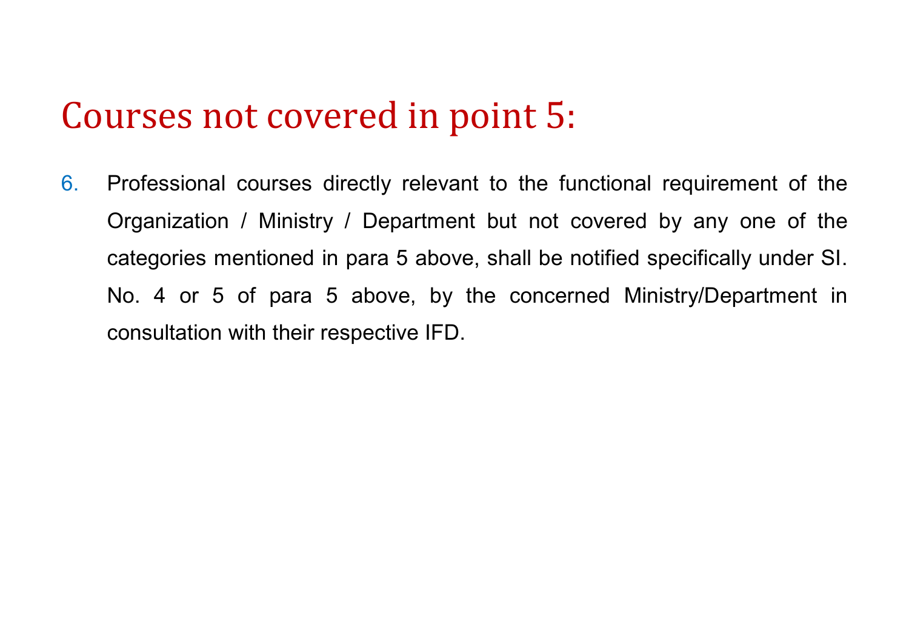# Courses not covered in point 5:

6. Professional courses directly relevant to the functional requirement of the Organization / Ministry / Department but not covered by any one of the categories mentioned in para 5 above, shall be notified specifically under SI. No. 4 or 5 of para 5 above, by the concerned Ministry/Department in consultation with their respective IFD.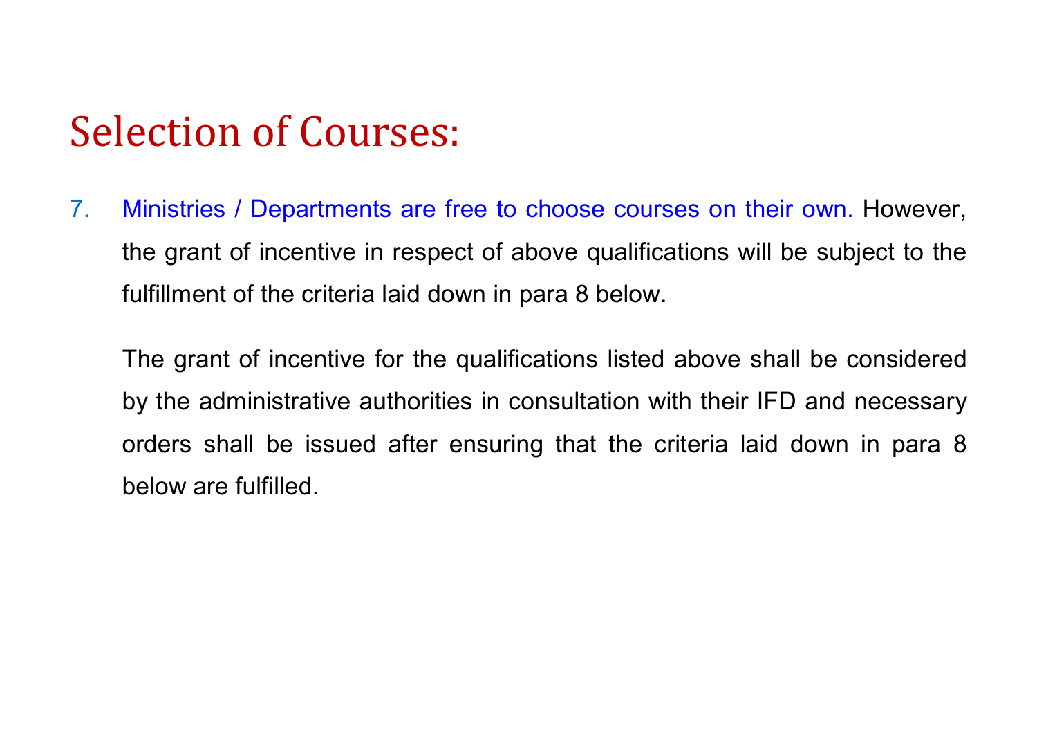# Selection of Courses:

7. Ministries / Departments are free to choose courses on their own. However, the grant of incentive in respect of above qualifications will be subject to the fulfillment of the criteria laid down in para 8 below.

   The grant of incentive for the qualifications listed above shall be considered by the administrative authorities in consultation with their IFD and necessary orders shall be issued after ensuring that the criteria laid down in para 8 below are fulfilled.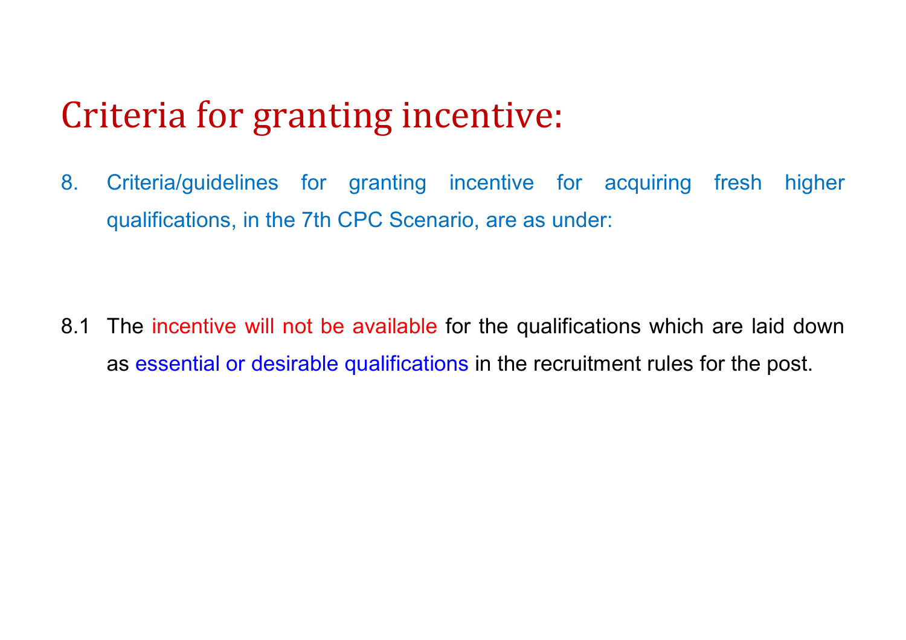# Criteria for granting incentive:

8. Criteria/guidelines for granting incentive for acquiring fresh higher qualifications, in the 7th CPC Scenario, are as under:

8.1 The incentive will not be available for the qualifications which are laid down as essential or desirable qualifications in the recruitment rules for the post.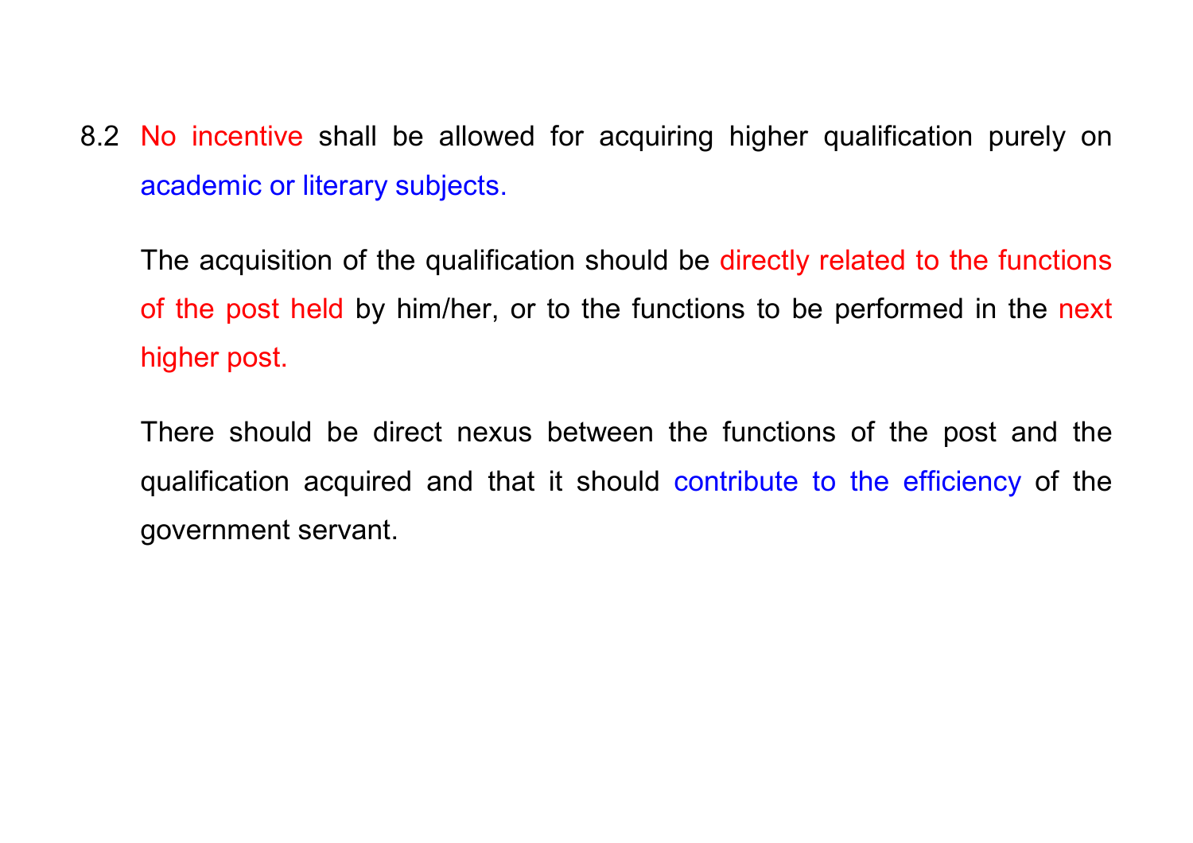8.2 No incentive shall be allowed for acquiring higher qualification purely on academic or literary subjects.

The acquisition of the qualification should be directly related to the functions of the post held by him/her, or to the functions to be performed in the next higher post.

There should be direct nexus between the functions of the post and the qualification acquired and that it should contribute to the efficiency of the government servant.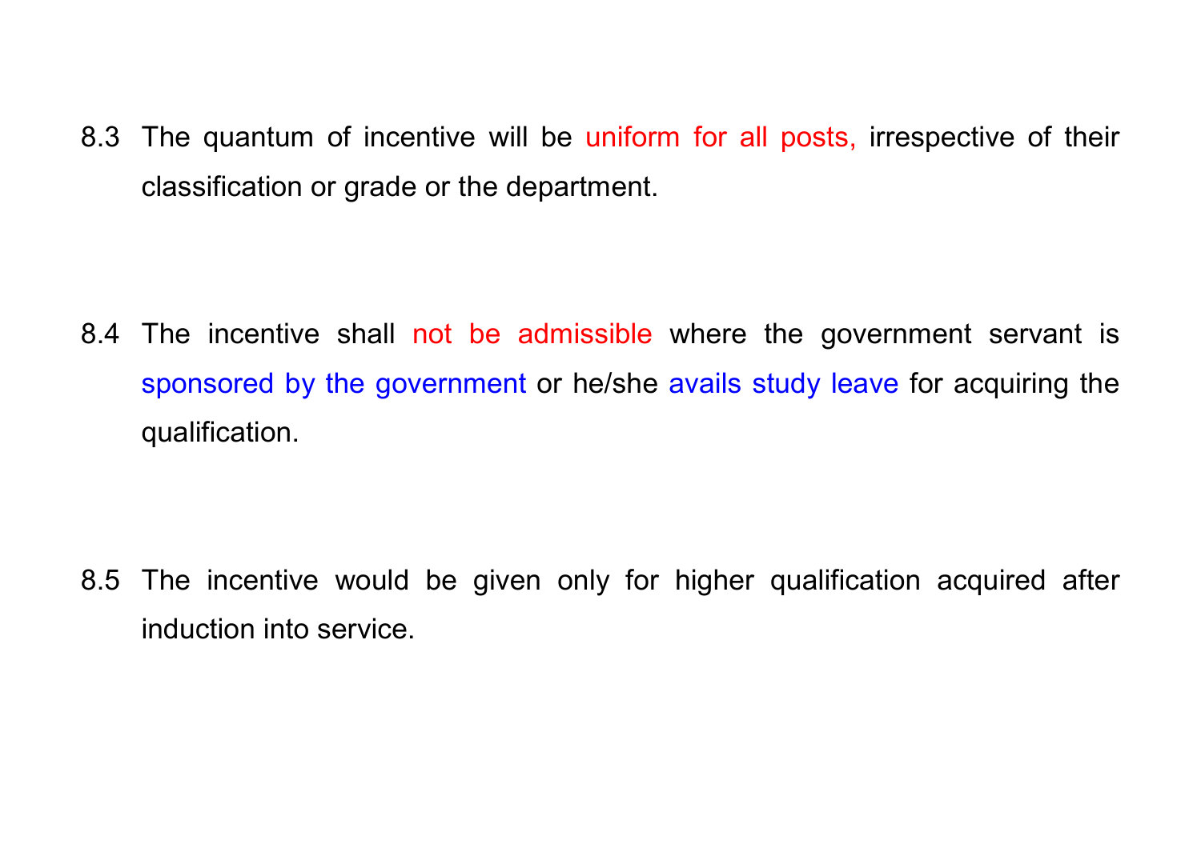8.3 The quantum of incentive will be uniform for all posts, irrespective of their classification or grade or the department.

8.4 The incentive shall not be admissible where the government servant is sponsored by the government or he/she avails study leave for acquiring the qualification.

8.5 The incentive would be given only for higher qualification acquired after induction into service.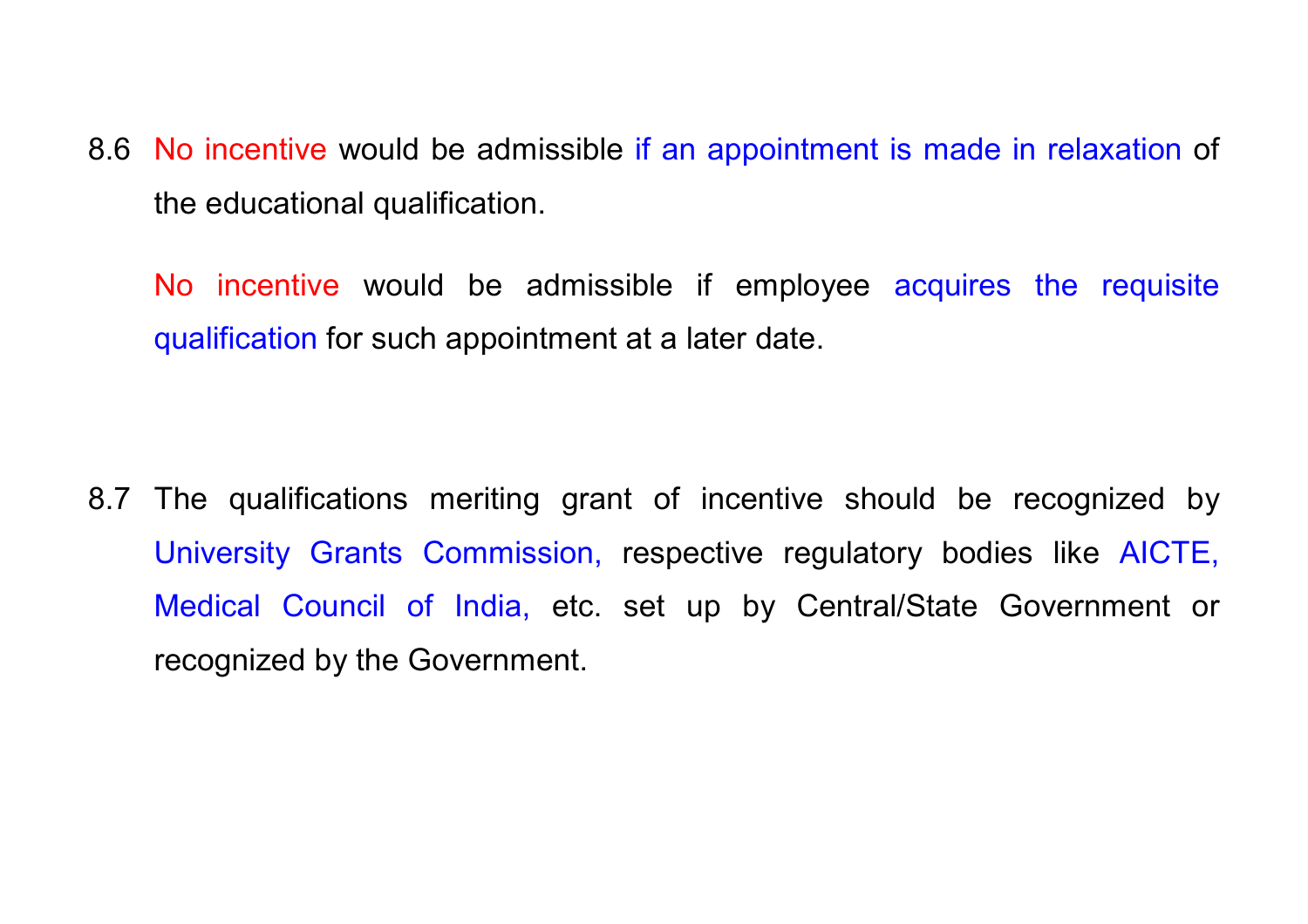8.6 No incentive would be admissible if an appointment is made in relaxation of the educational qualification.

No incentive would be admissible if employee acquires the requisite qualification for such appointment at a later date.

8.7 The qualifications meriting grant of incentive should be recognized by University Grants Commission, respective regulatory bodies like AICTE, Medical Council of India, etc. set up by Central/State Government or recognized by the Government.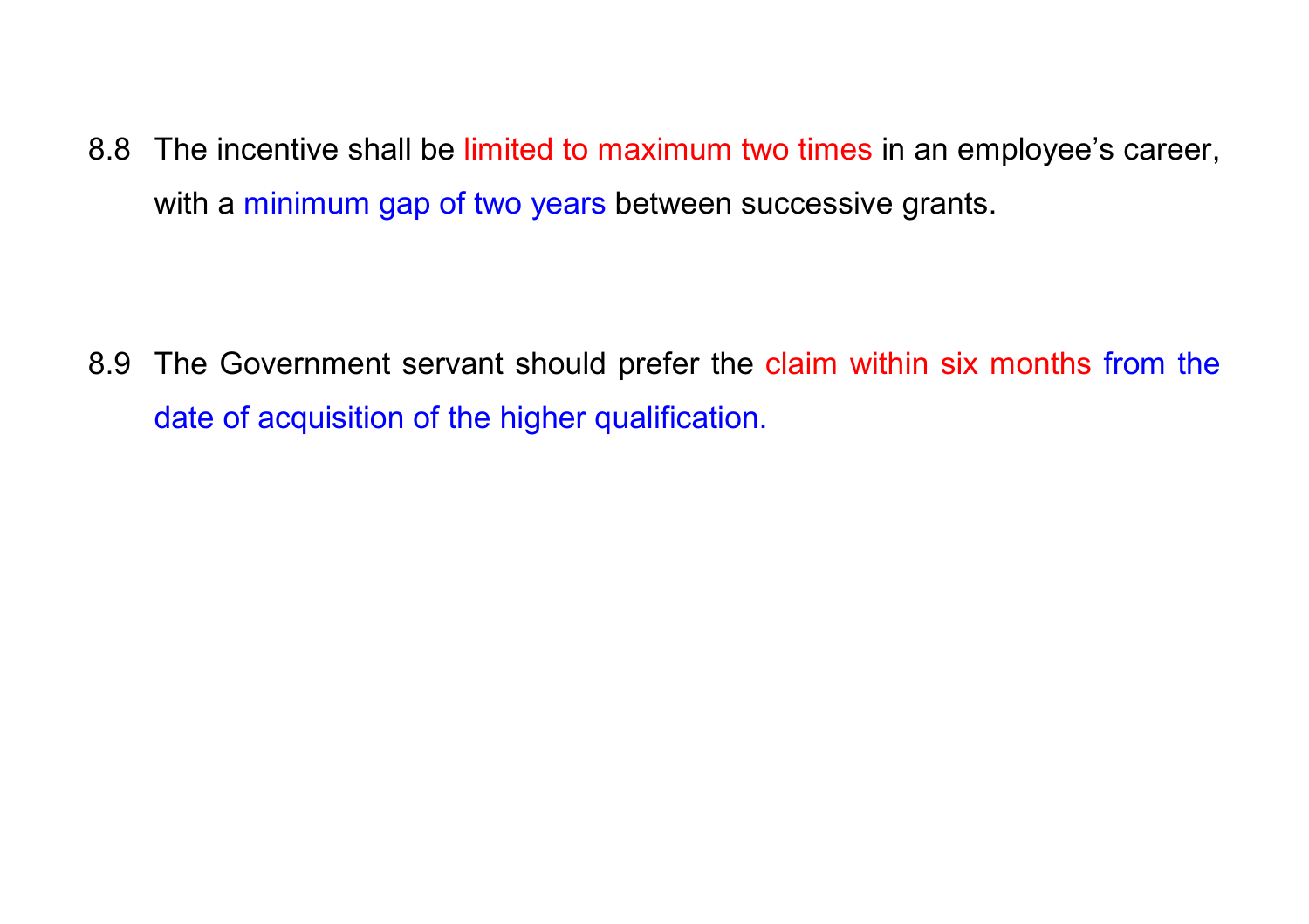8.8 The incentive shall be limited to maximum two times in an employee's career, with a minimum gap of two years between successive grants.

8.9 The Government servant should prefer the claim within six months from the date of acquisition of the higher qualification.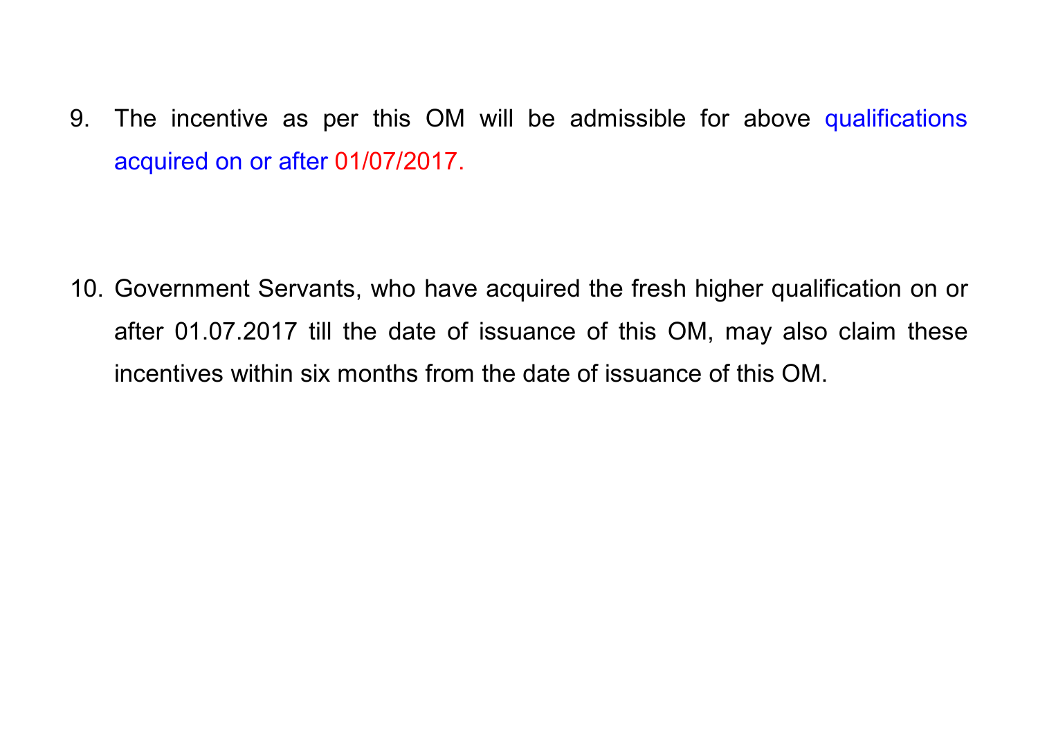9. The incentive as per this OM will be admissible for above qualifications acquired on or after 01/07/2017.

10. Government Servants, who have acquired the fresh higher qualification on or after 01.07.2017 till the date of issuance of this OM, may also claim these incentives within six months from the date of issuance of this OM.